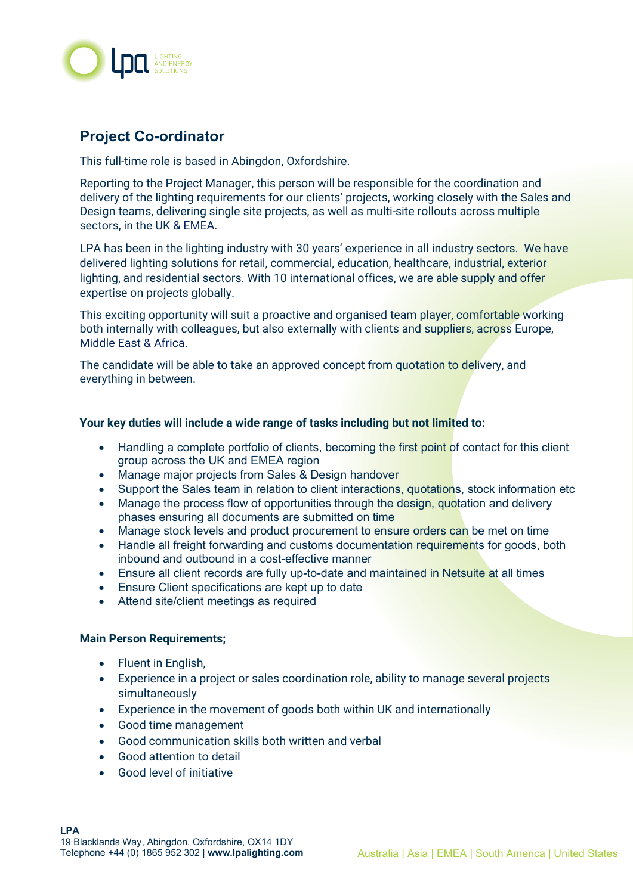# Project Co-ordinator

This full-time role is based in Abingdon, Oxfordshire.

Reporting to the Project Manager, this person will be responsible for the coordination and delivery of the lighting requirements for our clients' projects, working closely with the Sales and Design teams, delivering single site projects, as well as multi-site rollouts across multiple sectors, in the UK & EMEA.

LPA has been in the lighting industry with 30 years' experience in all industry sectors. We have delivered lighting solutions for retail, commercial, education, healthcare, industrial, exterior lighting, and residential sectors. With 10 international offices, we are able supply and offer expertise on projects globally.

This exciting opportunity will suit a proactive and organised team player, comfortable working both internally with colleagues, but also externally with clients and suppliers, across Europe, Middle East & Africa.

The candidate will be able to take an approved concept from quotation to delivery, and everything in between.

**Your key duties will include a wide range of tasks including but not limited to:**

- Handling a complete portfolio of clients, becoming the first point of contact for this client group across the UK and EMEA region
- Manage major projects from Sales & Design handover
- Support the Sales team in relation to client interactions, quotations, stock information etc
- Manage the process flow of opportunities through the design, quotation and delivery phases ensuring all documents are submitted on time
- Manage stock levels and product procurement to ensure orders can be met on time
- Handle all freight forwarding and customs documentation requirements for goods, both inbound and outbound in a cost-effective manner
- Ensure all client records are fully up-to-date and maintained in Netsuite at all times
- Ensure Client specifications are kept up to date
- Attend site/client meetings as required

**Main Person Requirements;**

- Fluent in English,
- Experience in a project or sales coordination role, ability to manage several projects simultaneously
- Experience in the movement of goods both within UK and internationally
- Good time management
- Good communication skills both written and verbal
- Good attention to detail
- Good level of initiative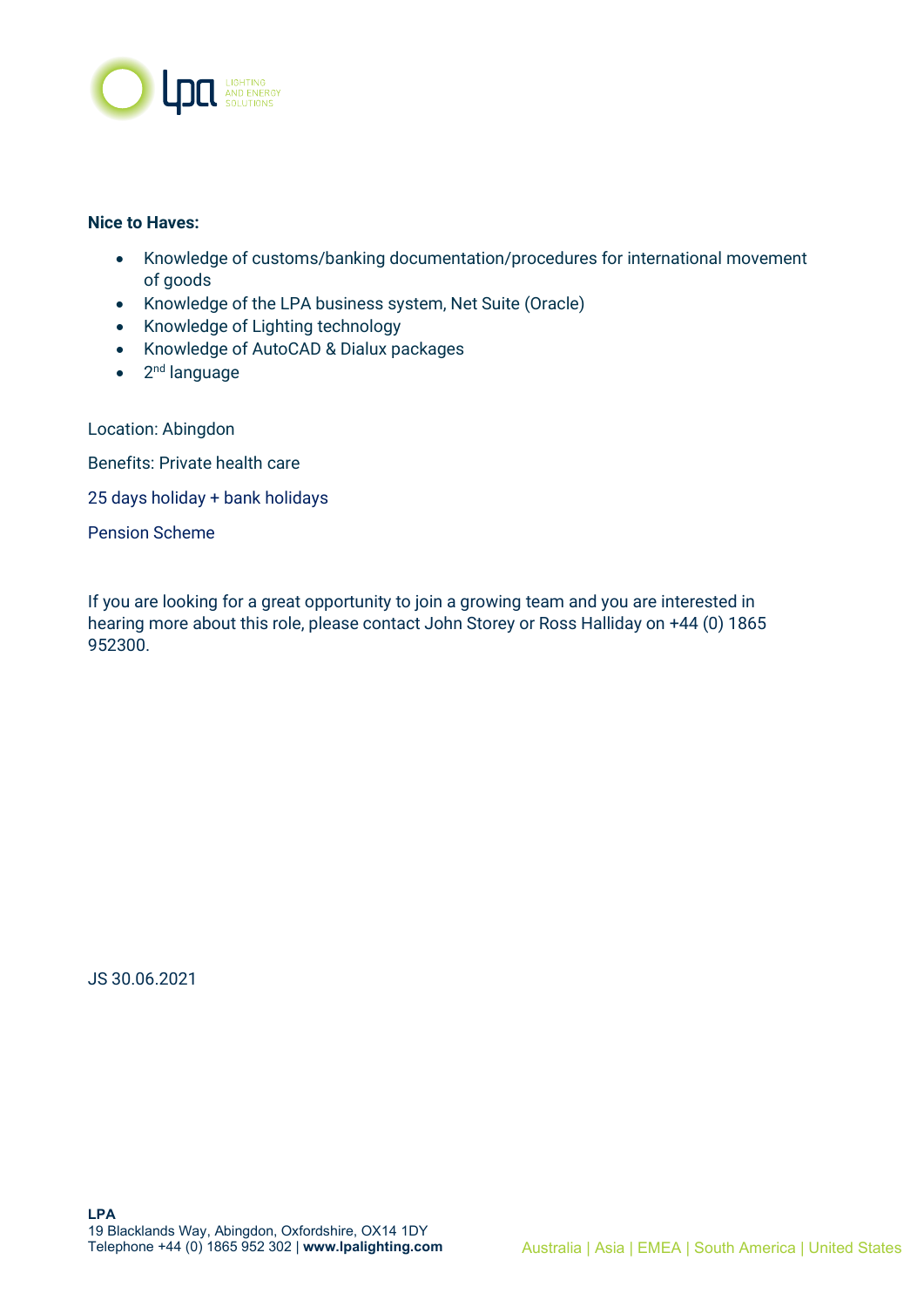**Nice to Haves:**

- Knowledge of customs/banking documentation/procedures for international movement of goods
- Knowledge of the LPA business system, Net Suite (Oracle)
- Knowledge of Lighting technology
- Knowledge of AutoCAD & Dialux packages
- 2nd language

Location: Abingdon

Benefits: Private health care

25 days holiday + bank holidays

Pension Scheme

If you are looking for a great opportunity to join a growing team and you are interested in hearing more about this role, please contact John Storey or Ross Halliday on +44 (0) 1865 952300.

JS 30.06.2021